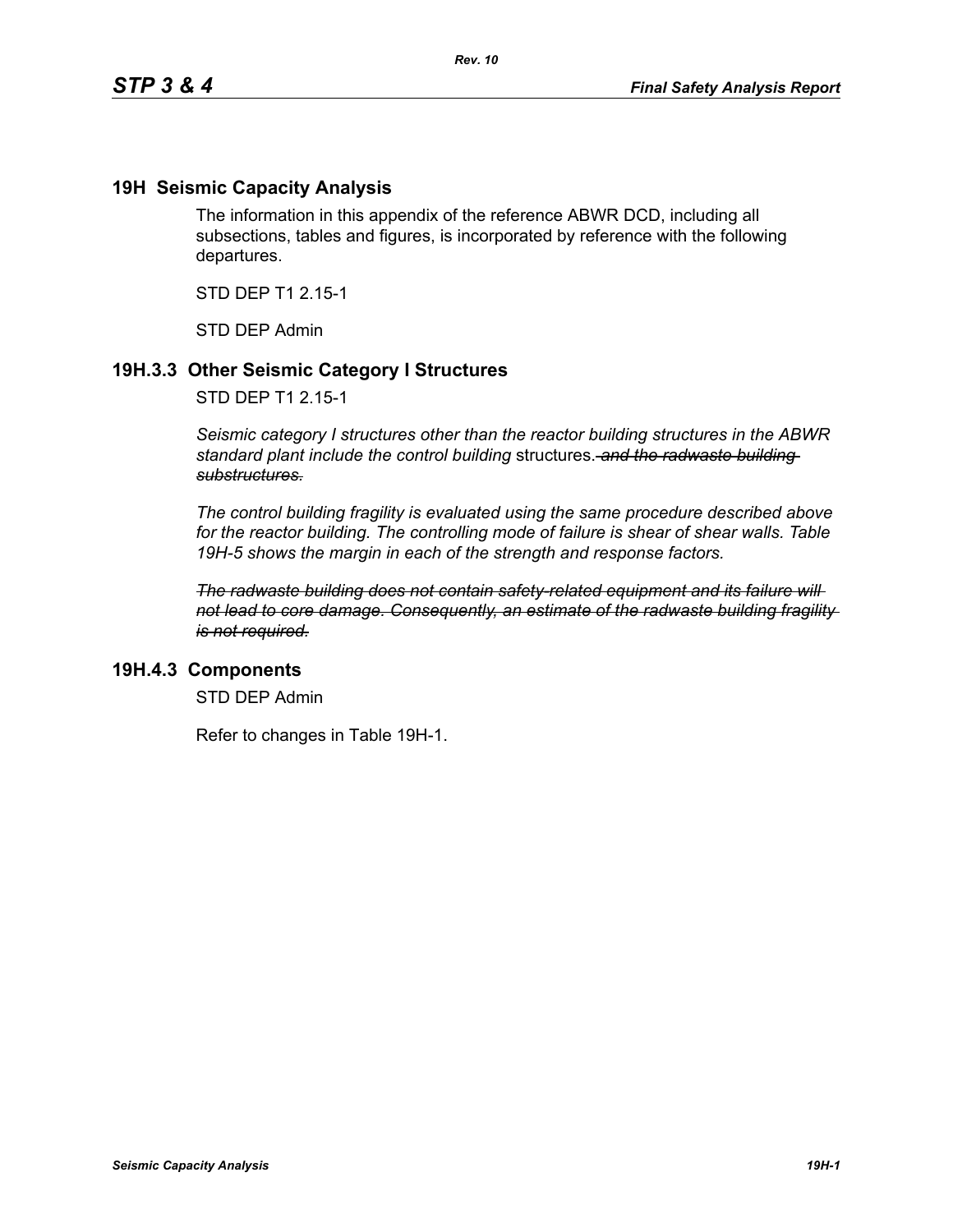# 19H Seismic Capacity Analysis

The information in this appendix of the reference ABWR DCD, including all subsections, tables and figures, is incorporated by reference with the following departures.

STD DEP T1 2.15-1

STD DEP Admin

## 19H.3.3 Other Seismic Category I Structures

STD DEP T1 2.15-1

*Seismic category I structures other than the reactor building structures in the ABWR standard plant include the control building* structures. ~~*and the radwaste building substructures.*~~

*The control building fragility is evaluated using the same procedure described above for the reactor building. The controlling mode of failure is shear of shear walls. Table 19H-5 shows the margin in each of the strength and response factors.*

~~*The radwaste building does not contain safety-related equipment and its failure will not lead to core damage. Consequently, an estimate of the radwaste building fragility is not required.*~~

## 19H.4.3 Components

STD DEP Admin

Refer to changes in Table 19H-1.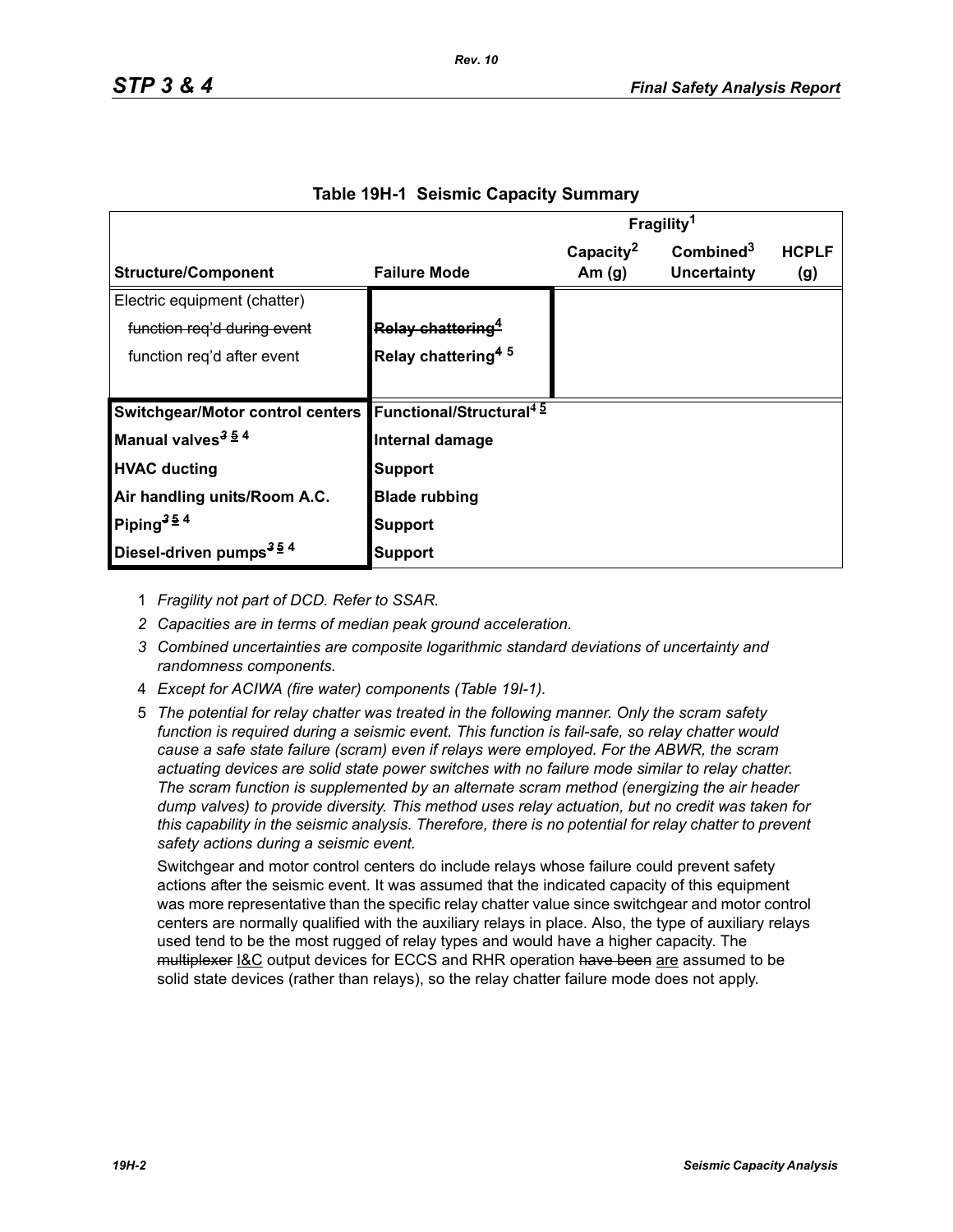**Table 19H-1 Seismic Capacity Summary**

| Structure/Component | Failure Mode | Fragility[1] Capacity[2] Am (g) | Combined[3] Uncertainty | HCPLF (g) |
|---|---|---|---|---|
| Electric equipment (chatter) | | | | |
| ~~function req'd during event~~ | ~~Relay chattering[4]~~ | | | |
| function req'd after event | Relay chattering[4 5] | | | |
| **Switchgear/Motor control centers** | **Functional/Structural[4 5]** | | | |
| **Manual valves[3 5 4]** | **Internal damage** | | | |
| **HVAC ducting** | **Support** | | | |
| **Air handling units/Room A.C.** | **Blade rubbing** | | | |
| **Piping[3 5 4]** | **Support** | | | |
| **Diesel-driven pumps[3 5 4]** | **Support** | | | |

1 *Fragility not part of DCD. Refer to SSAR.*

2 *Capacities are in terms of median peak ground acceleration.*

3 *Combined uncertainties are composite logarithmic standard deviations of uncertainty and randomness components.*

4 *Except for ACIWA (fire water) components (Table 19I-1).*

5 *The potential for relay chatter was treated in the following manner. Only the scram safety function is required during a seismic event. This function is fail-safe, so relay chatter would cause a safe state failure (scram) even if relays were employed. For the ABWR, the scram actuating devices are solid state power switches with no failure mode similar to relay chatter. The scram function is supplemented by an alternate scram method (energizing the air header dump valves) to provide diversity. This method uses relay actuation, but no credit was taken for this capability in the seismic analysis. Therefore, there is no potential for relay chatter to prevent safety actions during a seismic event.*

Switchgear and motor control centers do include relays whose failure could prevent safety actions after the seismic event. It was assumed that the indicated capacity of this equipment was more representative than the specific relay chatter value since switchgear and motor control centers are normally qualified with the auxiliary relays in place. Also, the type of auxiliary relays used tend to be the most rugged of relay types and would have a higher capacity. The ~~multiplexer~~ I&C output devices for ECCS and RHR operation ~~have been~~ are assumed to be solid state devices (rather than relays), so the relay chatter failure mode does not apply.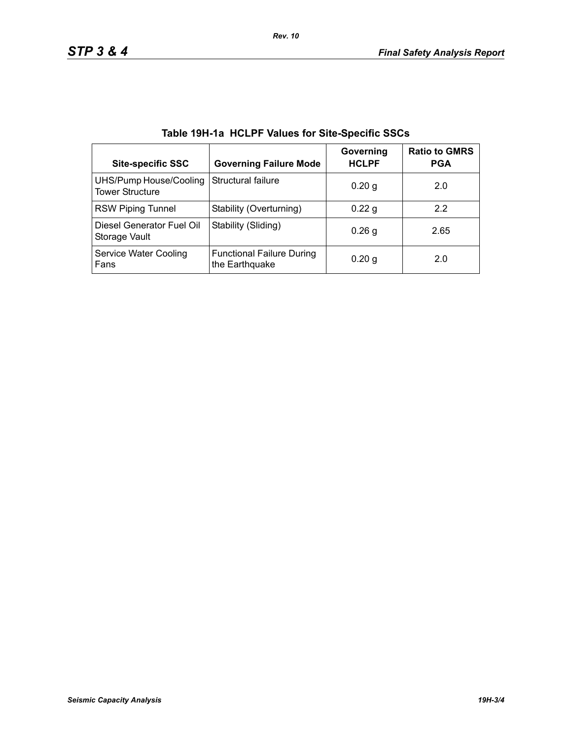**Table 19H-1a HCLPF Values for Site-Specific SSCs**

| Site-specific SSC | Governing Failure Mode | Governing HCLPF | Ratio to GMRS PGA |
|---|---|---|---|
| UHS/Pump House/Cooling Tower Structure | Structural failure | 0.20 g | 2.0 |
| RSW Piping Tunnel | Stability (Overturning) | 0.22 g | 2.2 |
| Diesel Generator Fuel Oil Storage Vault | Stability (Sliding) | 0.26 g | 2.65 |
| Service Water Cooling Fans | Functional Failure During the Earthquake | 0.20 g | 2.0 |